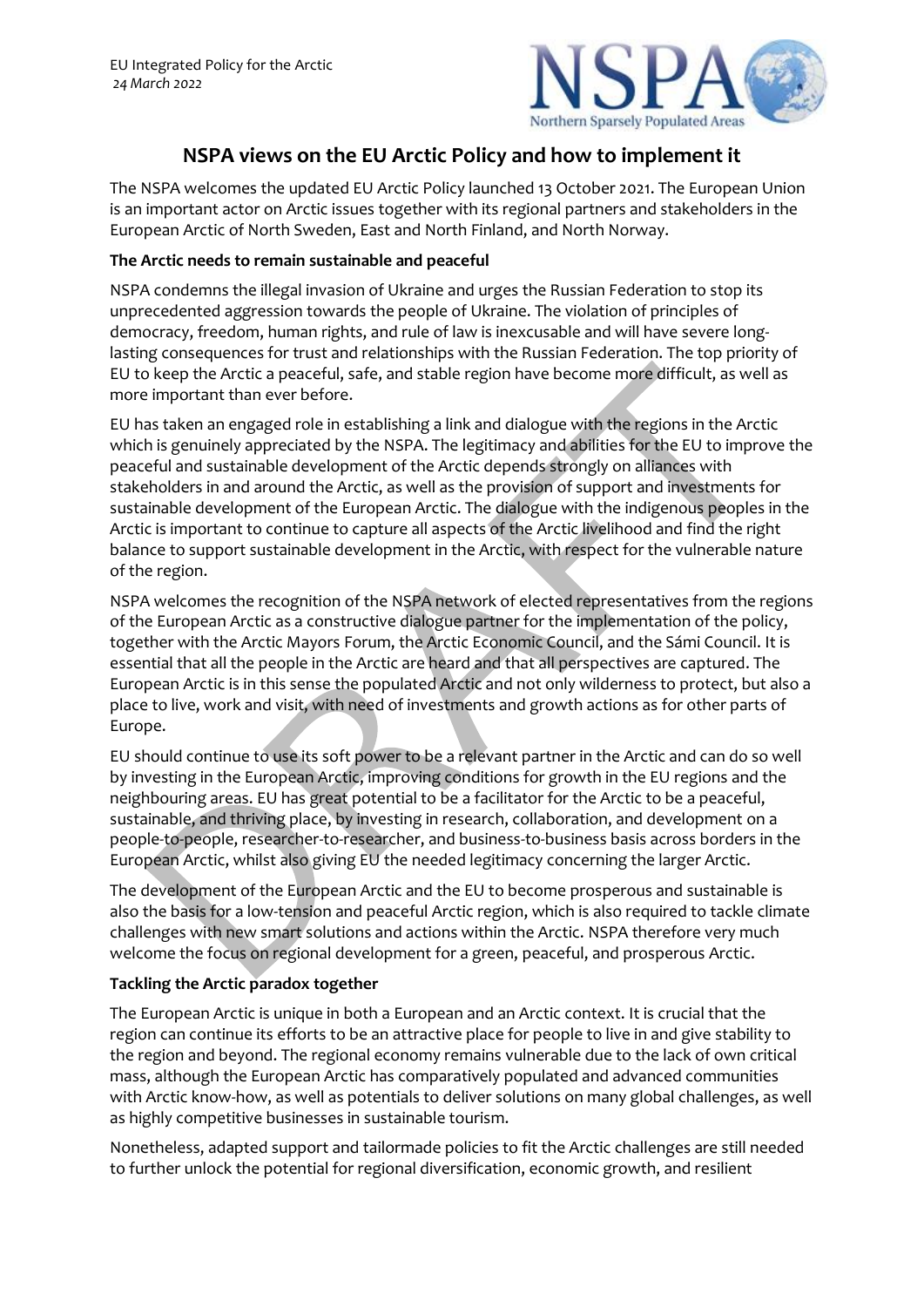EU Integrated Policy for the Arctic
*24 March 2022*

# NSPA views on the EU Arctic Policy and how to implement it

The NSPA welcomes the updated EU Arctic Policy launched 13 October 2021. The European Union is an important actor on Arctic issues together with its regional partners and stakeholders in the European Arctic of North Sweden, East and North Finland, and North Norway.

**The Arctic needs to remain sustainable and peaceful**

NSPA condemns the illegal invasion of Ukraine and urges the Russian Federation to stop its unprecedented aggression towards the people of Ukraine. The violation of principles of democracy, freedom, human rights, and rule of law is inexcusable and will have severe long-lasting consequences for trust and relationships with the Russian Federation. The top priority of EU to keep the Arctic a peaceful, safe, and stable region have become more difficult, as well as more important than ever before.

EU has taken an engaged role in establishing a link and dialogue with the regions in the Arctic which is genuinely appreciated by the NSPA. The legitimacy and abilities for the EU to improve the peaceful and sustainable development of the Arctic depends strongly on alliances with stakeholders in and around the Arctic, as well as the provision of support and investments for sustainable development of the European Arctic. The dialogue with the indigenous peoples in the Arctic is important to continue to capture all aspects of the Arctic livelihood and find the right balance to support sustainable development in the Arctic, with respect for the vulnerable nature of the region.

NSPA welcomes the recognition of the NSPA network of elected representatives from the regions of the European Arctic as a constructive dialogue partner for the implementation of the policy, together with the Arctic Mayors Forum, the Arctic Economic Council, and the Sámi Council. It is essential that all the people in the Arctic are heard and that all perspectives are captured. The European Arctic is in this sense the populated Arctic and not only wilderness to protect, but also a place to live, work and visit, with need of investments and growth actions as for other parts of Europe.

EU should continue to use its soft power to be a relevant partner in the Arctic and can do so well by investing in the European Arctic, improving conditions for growth in the EU regions and the neighbouring areas. EU has great potential to be a facilitator for the Arctic to be a peaceful, sustainable, and thriving place, by investing in research, collaboration, and development on a people-to-people, researcher-to-researcher, and business-to-business basis across borders in the European Arctic, whilst also giving EU the needed legitimacy concerning the larger Arctic.

The development of the European Arctic and the EU to become prosperous and sustainable is also the basis for a low-tension and peaceful Arctic region, which is also required to tackle climate challenges with new smart solutions and actions within the Arctic. NSPA therefore very much welcome the focus on regional development for a green, peaceful, and prosperous Arctic.

**Tackling the Arctic paradox together**

The European Arctic is unique in both a European and an Arctic context. It is crucial that the region can continue its efforts to be an attractive place for people to live in and give stability to the region and beyond. The regional economy remains vulnerable due to the lack of own critical mass, although the European Arctic has comparatively populated and advanced communities with Arctic know-how, as well as potentials to deliver solutions on many global challenges, as well as highly competitive businesses in sustainable tourism.

Nonetheless, adapted support and tailormade policies to fit the Arctic challenges are still needed to further unlock the potential for regional diversification, economic growth, and resilient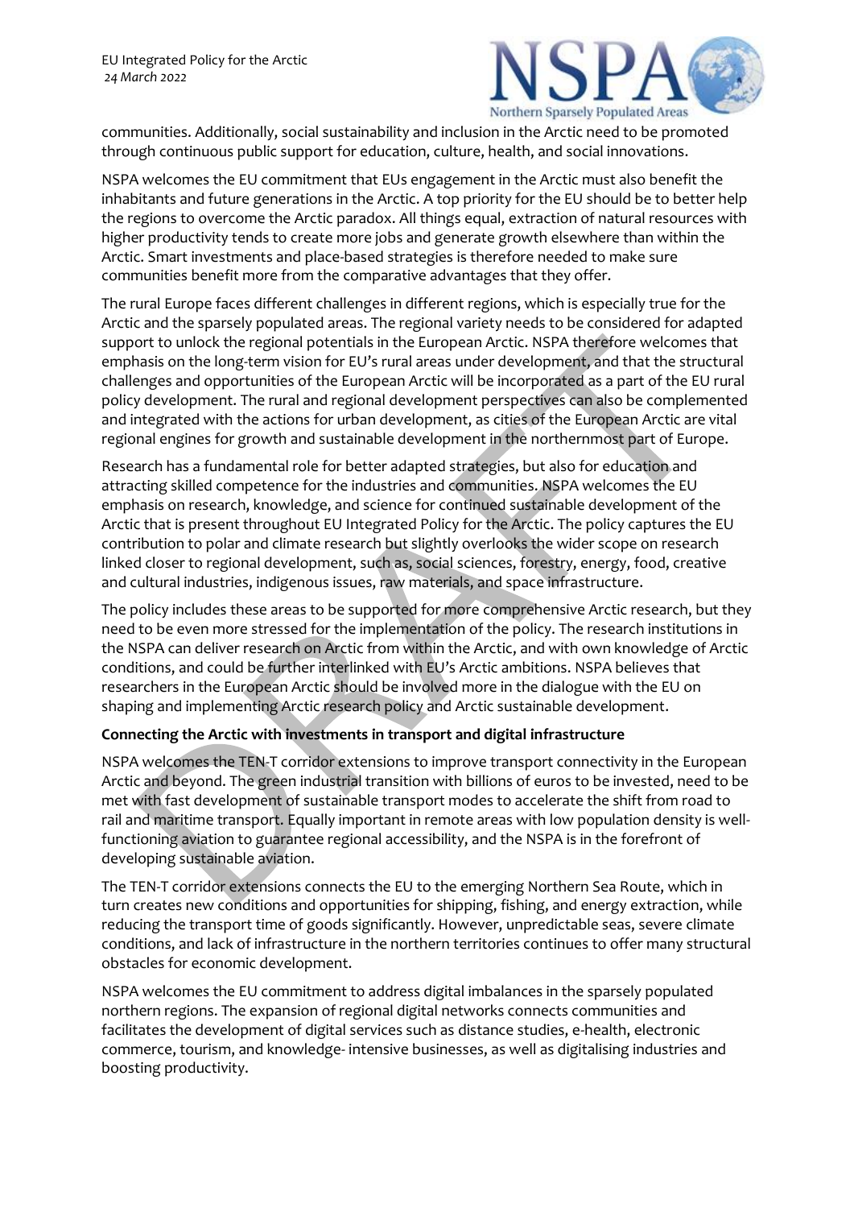communities. Additionally, social sustainability and inclusion in the Arctic need to be promoted through continuous public support for education, culture, health, and social innovations.

NSPA welcomes the EU commitment that EUs engagement in the Arctic must also benefit the inhabitants and future generations in the Arctic. A top priority for the EU should be to better help the regions to overcome the Arctic paradox. All things equal, extraction of natural resources with higher productivity tends to create more jobs and generate growth elsewhere than within the Arctic. Smart investments and place-based strategies is therefore needed to make sure communities benefit more from the comparative advantages that they offer.

The rural Europe faces different challenges in different regions, which is especially true for the Arctic and the sparsely populated areas. The regional variety needs to be considered for adapted support to unlock the regional potentials in the European Arctic. NSPA therefore welcomes that emphasis on the long-term vision for EU's rural areas under development, and that the structural challenges and opportunities of the European Arctic will be incorporated as a part of the EU rural policy development. The rural and regional development perspectives can also be complemented and integrated with the actions for urban development, as cities of the European Arctic are vital regional engines for growth and sustainable development in the northernmost part of Europe.

Research has a fundamental role for better adapted strategies, but also for education and attracting skilled competence for the industries and communities. NSPA welcomes the EU emphasis on research, knowledge, and science for continued sustainable development of the Arctic that is present throughout EU Integrated Policy for the Arctic. The policy captures the EU contribution to polar and climate research but slightly overlooks the wider scope on research linked closer to regional development, such as, social sciences, forestry, energy, food, creative and cultural industries, indigenous issues, raw materials, and space infrastructure.

The policy includes these areas to be supported for more comprehensive Arctic research, but they need to be even more stressed for the implementation of the policy. The research institutions in the NSPA can deliver research on Arctic from within the Arctic, and with own knowledge of Arctic conditions, and could be further interlinked with EU's Arctic ambitions. NSPA believes that researchers in the European Arctic should be involved more in the dialogue with the EU on shaping and implementing Arctic research policy and Arctic sustainable development.

**Connecting the Arctic with investments in transport and digital infrastructure**

NSPA welcomes the TEN-T corridor extensions to improve transport connectivity in the European Arctic and beyond. The green industrial transition with billions of euros to be invested, need to be met with fast development of sustainable transport modes to accelerate the shift from road to rail and maritime transport. Equally important in remote areas with low population density is well-functioning aviation to guarantee regional accessibility, and the NSPA is in the forefront of developing sustainable aviation.

The TEN-T corridor extensions connects the EU to the emerging Northern Sea Route, which in turn creates new conditions and opportunities for shipping, fishing, and energy extraction, while reducing the transport time of goods significantly. However, unpredictable seas, severe climate conditions, and lack of infrastructure in the northern territories continues to offer many structural obstacles for economic development.

NSPA welcomes the EU commitment to address digital imbalances in the sparsely populated northern regions. The expansion of regional digital networks connects communities and facilitates the development of digital services such as distance studies, e-health, electronic commerce, tourism, and knowledge- intensive businesses, as well as digitalising industries and boosting productivity.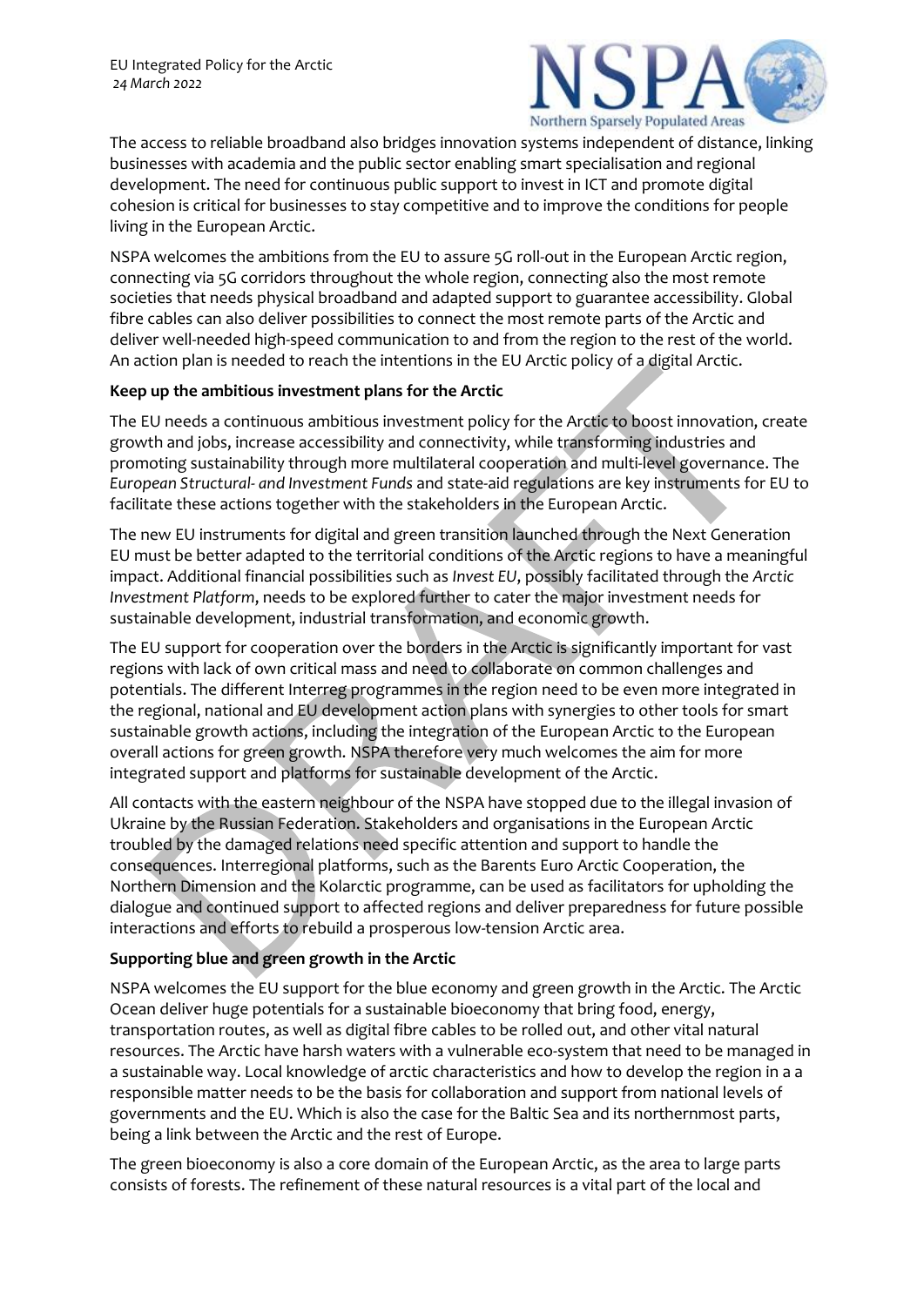The access to reliable broadband also bridges innovation systems independent of distance, linking businesses with academia and the public sector enabling smart specialisation and regional development. The need for continuous public support to invest in ICT and promote digital cohesion is critical for businesses to stay competitive and to improve the conditions for people living in the European Arctic.

NSPA welcomes the ambitions from the EU to assure 5G roll-out in the European Arctic region, connecting via 5G corridors throughout the whole region, connecting also the most remote societies that needs physical broadband and adapted support to guarantee accessibility. Global fibre cables can also deliver possibilities to connect the most remote parts of the Arctic and deliver well-needed high-speed communication to and from the region to the rest of the world. An action plan is needed to reach the intentions in the EU Arctic policy of a digital Arctic.

**Keep up the ambitious investment plans for the Arctic**

The EU needs a continuous ambitious investment policy for the Arctic to boost innovation, create growth and jobs, increase accessibility and connectivity, while transforming industries and promoting sustainability through more multilateral cooperation and multi-level governance. The *European Structural- and Investment Funds* and state-aid regulations are key instruments for EU to facilitate these actions together with the stakeholders in the European Arctic.

The new EU instruments for digital and green transition launched through the Next Generation EU must be better adapted to the territorial conditions of the Arctic regions to have a meaningful impact. Additional financial possibilities such as *Invest EU*, possibly facilitated through the *Arctic Investment Platform*, needs to be explored further to cater the major investment needs for sustainable development, industrial transformation, and economic growth.

The EU support for cooperation over the borders in the Arctic is significantly important for vast regions with lack of own critical mass and need to collaborate on common challenges and potentials. The different Interreg programmes in the region need to be even more integrated in the regional, national and EU development action plans with synergies to other tools for smart sustainable growth actions, including the integration of the European Arctic to the European overall actions for green growth. NSPA therefore very much welcomes the aim for more integrated support and platforms for sustainable development of the Arctic.

All contacts with the eastern neighbour of the NSPA have stopped due to the illegal invasion of Ukraine by the Russian Federation. Stakeholders and organisations in the European Arctic troubled by the damaged relations need specific attention and support to handle the consequences. Interregional platforms, such as the Barents Euro Arctic Cooperation, the Northern Dimension and the Kolarctic programme, can be used as facilitators for upholding the dialogue and continued support to affected regions and deliver preparedness for future possible interactions and efforts to rebuild a prosperous low-tension Arctic area.

**Supporting blue and green growth in the Arctic**

NSPA welcomes the EU support for the blue economy and green growth in the Arctic. The Arctic Ocean deliver huge potentials for a sustainable bioeconomy that bring food, energy, transportation routes, as well as digital fibre cables to be rolled out, and other vital natural resources. The Arctic have harsh waters with a vulnerable eco-system that need to be managed in a sustainable way. Local knowledge of arctic characteristics and how to develop the region in a a responsible matter needs to be the basis for collaboration and support from national levels of governments and the EU. Which is also the case for the Baltic Sea and its northernmost parts, being a link between the Arctic and the rest of Europe.

The green bioeconomy is also a core domain of the European Arctic, as the area to large parts consists of forests. The refinement of these natural resources is a vital part of the local and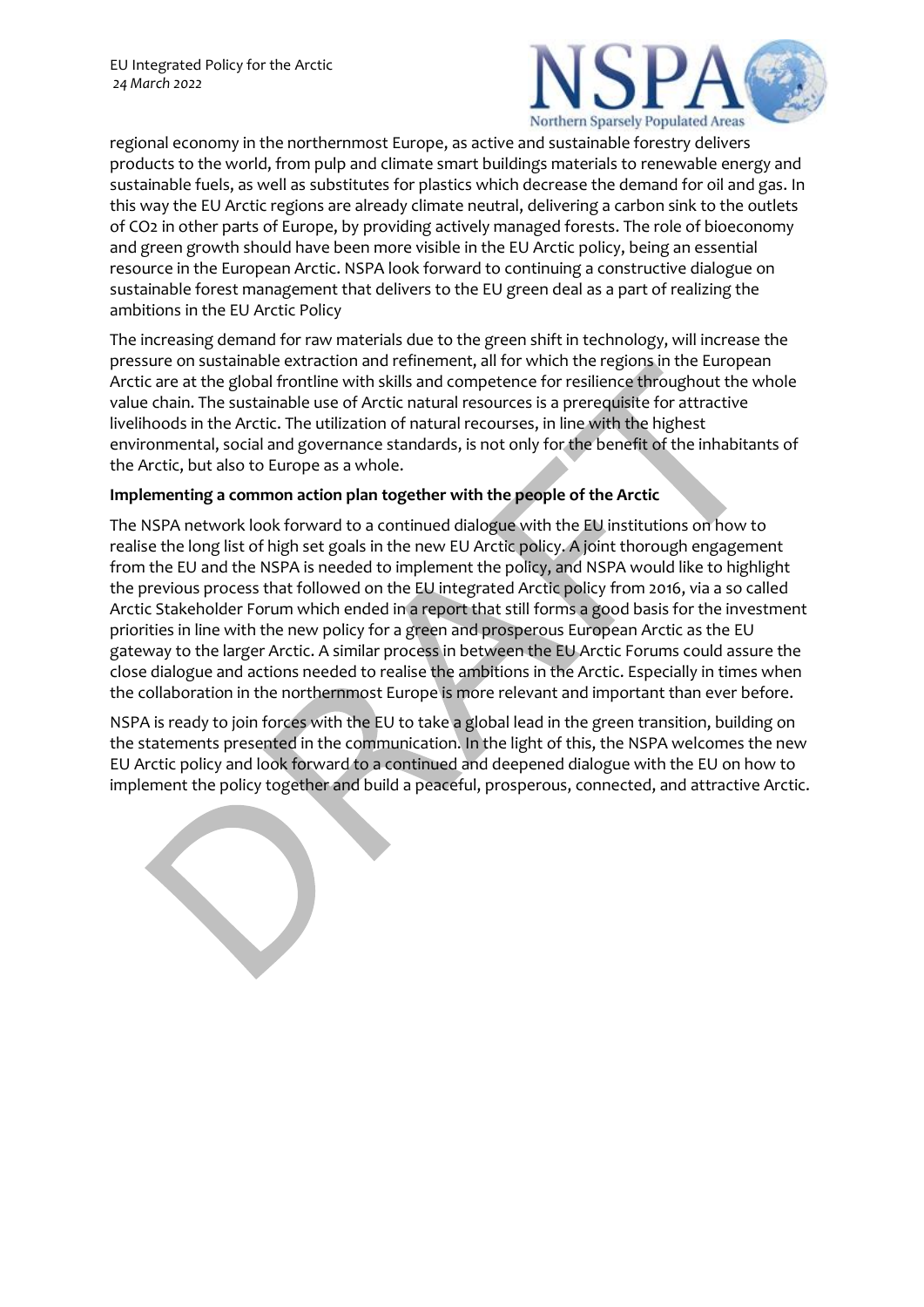regional economy in the northernmost Europe, as active and sustainable forestry delivers products to the world, from pulp and climate smart buildings materials to renewable energy and sustainable fuels, as well as substitutes for plastics which decrease the demand for oil and gas. In this way the EU Arctic regions are already climate neutral, delivering a carbon sink to the outlets of $CO_2$ in other parts of Europe, by providing actively managed forests. The role of bioeconomy and green growth should have been more visible in the EU Arctic policy, being an essential resource in the European Arctic. NSPA look forward to continuing a constructive dialogue on sustainable forest management that delivers to the EU green deal as a part of realizing the ambitions in the EU Arctic Policy

The increasing demand for raw materials due to the green shift in technology, will increase the pressure on sustainable extraction and refinement, all for which the regions in the European Arctic are at the global frontline with skills and competence for resilience throughout the whole value chain. The sustainable use of Arctic natural resources is a prerequisite for attractive livelihoods in the Arctic. The utilization of natural recourses, in line with the highest environmental, social and governance standards, is not only for the benefit of the inhabitants of the Arctic, but also to Europe as a whole.

**Implementing a common action plan together with the people of the Arctic**

The NSPA network look forward to a continued dialogue with the EU institutions on how to realise the long list of high set goals in the new EU Arctic policy. A joint thorough engagement from the EU and the NSPA is needed to implement the policy, and NSPA would like to highlight the previous process that followed on the EU integrated Arctic policy from 2016, via a so called Arctic Stakeholder Forum which ended in a report that still forms a good basis for the investment priorities in line with the new policy for a green and prosperous European Arctic as the EU gateway to the larger Arctic. A similar process in between the EU Arctic Forums could assure the close dialogue and actions needed to realise the ambitions in the Arctic. Especially in times when the collaboration in the northernmost Europe is more relevant and important than ever before.

NSPA is ready to join forces with the EU to take a global lead in the green transition, building on the statements presented in the communication. In the light of this, the NSPA welcomes the new EU Arctic policy and look forward to a continued and deepened dialogue with the EU on how to implement the policy together and build a peaceful, prosperous, connected, and attractive Arctic.